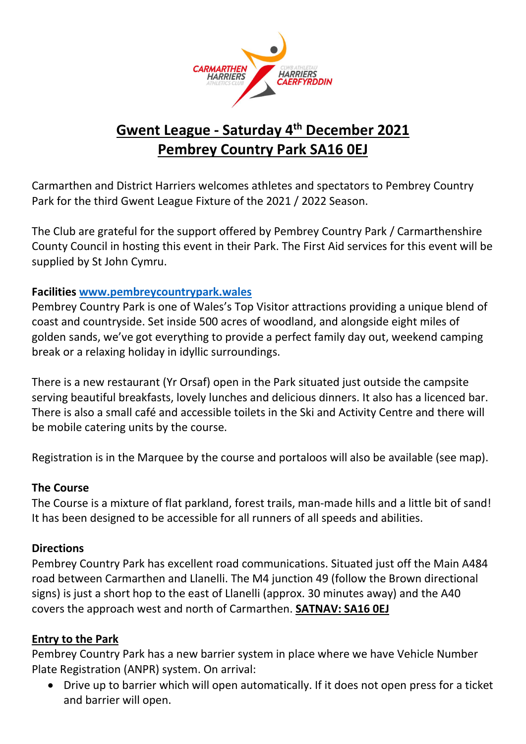# Gwent League - Saturday 4th December 2021
# Pembrey Country Park SA16 0EJ

Carmarthen and District Harriers welcomes athletes and spectators to Pembrey Country Park for the third Gwent League Fixture of the 2021 / 2022 Season.

The Club are grateful for the support offered by Pembrey Country Park / Carmarthenshire County Council in hosting this event in their Park. The First Aid services for this event will be supplied by St John Cymru.

**Facilities** [www.pembreycountrypark.wales](http://www.pembreycountrypark.wales)
Pembrey Country Park is one of Wales's Top Visitor attractions providing a unique blend of coast and countryside. Set inside 500 acres of woodland, and alongside eight miles of golden sands, we've got everything to provide a perfect family day out, weekend camping break or a relaxing holiday in idyllic surroundings.

There is a new restaurant (Yr Orsaf) open in the Park situated just outside the campsite serving beautiful breakfasts, lovely lunches and delicious dinners. It also has a licenced bar. There is also a small café and accessible toilets in the Ski and Activity Centre and there will be mobile catering units by the course.

Registration is in the Marquee by the course and portaloos will also be available (see map).

**The Course**
The Course is a mixture of flat parkland, forest trails, man-made hills and a little bit of sand! It has been designed to be accessible for all runners of all speeds and abilities.

**Directions**
Pembrey Country Park has excellent road communications. Situated just off the Main A484 road between Carmarthen and Llanelli. The M4 junction 49 (follow the Brown directional signs) is just a short hop to the east of Llanelli (approx. 30 minutes away) and the A40 covers the approach west and north of Carmarthen. **SATNAV: SA16 0EJ**

**Entry to the Park**
Pembrey Country Park has a new barrier system in place where we have Vehicle Number Plate Registration (ANPR) system. On arrival:

- Drive up to barrier which will open automatically. If it does not open press for a ticket and barrier will open.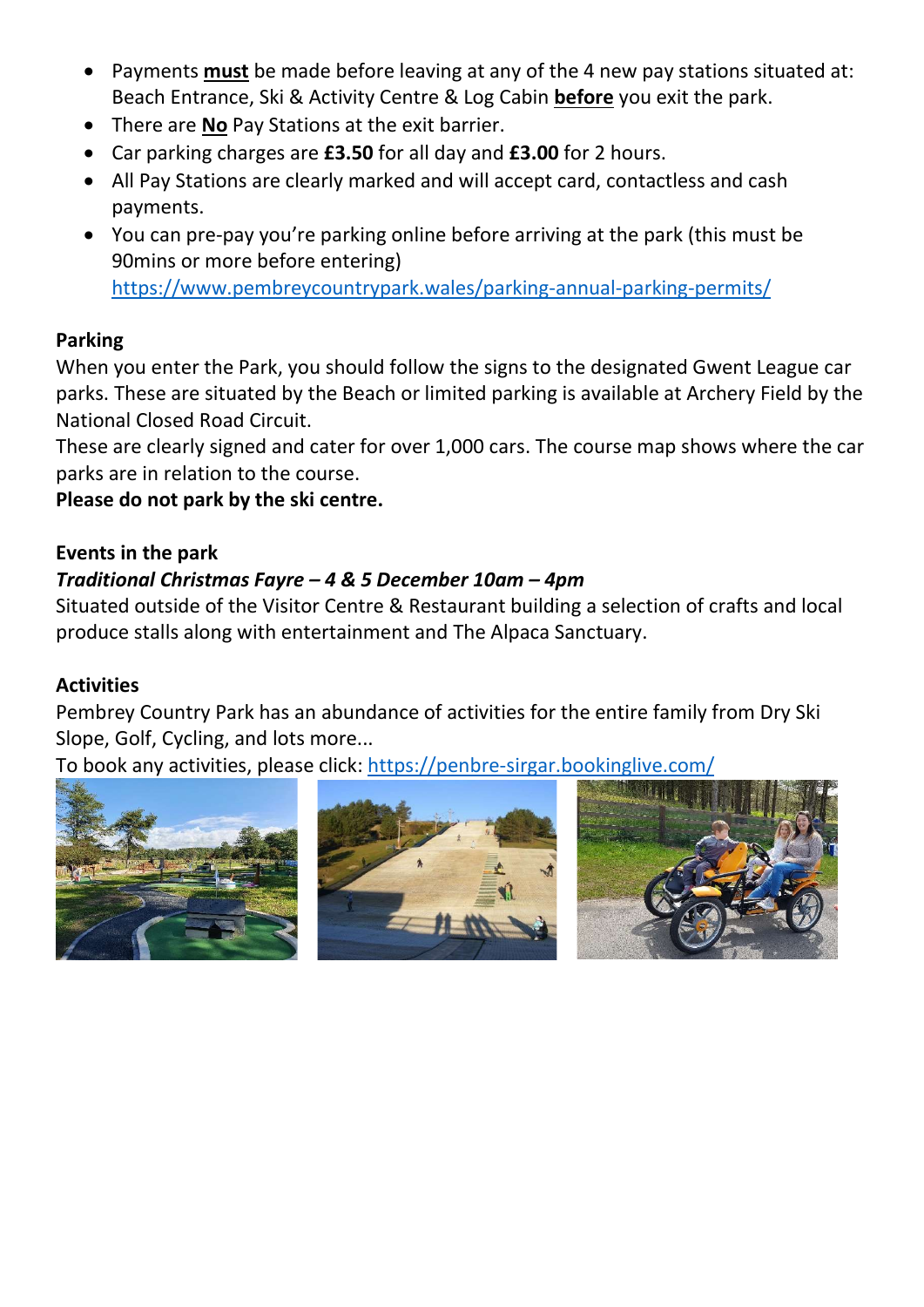- Payments **<u>must</u>** be made before leaving at any of the 4 new pay stations situated at: Beach Entrance, Ski & Activity Centre & Log Cabin **<u>before</u>** you exit the park.
- There are **<u>No</u>** Pay Stations at the exit barrier.
- Car parking charges are **£3.50** for all day and **£3.00** for 2 hours.
- All Pay Stations are clearly marked and will accept card, contactless and cash payments.
- You can pre-pay you're parking online before arriving at the park (this must be 90mins or more before entering) https://www.pembreycountrypark.wales/parking-annual-parking-permits/

**Parking**

When you enter the Park, you should follow the signs to the designated Gwent League car parks. These are situated by the Beach or limited parking is available at Archery Field by the National Closed Road Circuit.

These are clearly signed and cater for over 1,000 cars. The course map shows where the car parks are in relation to the course.

**Please do not park by the ski centre.**

**Events in the park**

***Traditional Christmas Fayre – 4 & 5 December 10am – 4pm***

Situated outside of the Visitor Centre & Restaurant building a selection of crafts and local produce stalls along with entertainment and The Alpaca Sanctuary.

**Activities**

Pembrey Country Park has an abundance of activities for the entire family from Dry Ski Slope, Golf, Cycling, and lots more...

To book any activities, please click: https://penbre-sirgar.bookinglive.com/